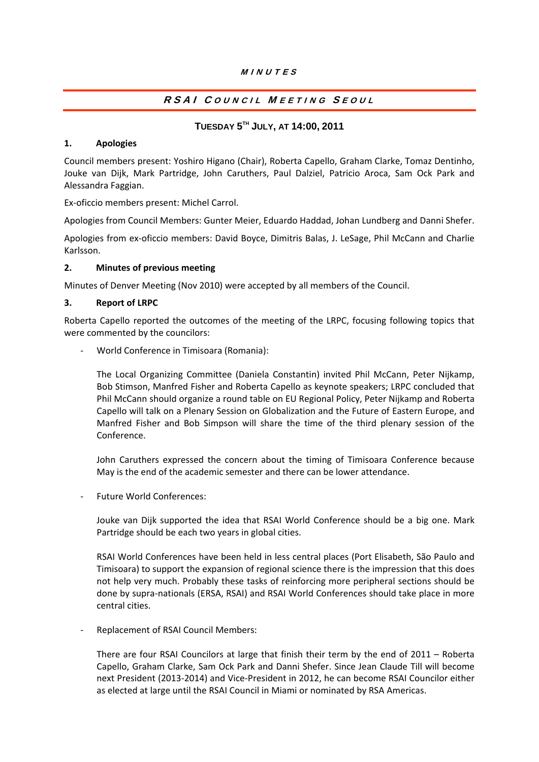*MINUTES*

## *RSAI COUNCIL MEETING SEOUL*

### TUESDAY 5TH JULY, AT 14:00, 2011

**1. Apologies**

Council members present: Yoshiro Higano (Chair), Roberta Capello, Graham Clarke, Tomaz Dentinho, Jouke van Dijk, Mark Partridge, John Caruthers, Paul Dalziel, Patricio Aroca, Sam Ock Park and Alessandra Faggian.

Ex-oficcio members present: Michel Carrol.

Apologies from Council Members: Gunter Meier, Eduardo Haddad, Johan Lundberg and Danni Shefer.

Apologies from ex-oficcio members: David Boyce, Dimitris Balas, J. LeSage, Phil McCann and Charlie Karlsson.

**2. Minutes of previous meeting**

Minutes of Denver Meeting (Nov 2010) were accepted by all members of the Council.

**3. Report of LRPC**

Roberta Capello reported the outcomes of the meeting of the LRPC, focusing following topics that were commented by the councilors:

- World Conference in Timisoara (Romania):

  The Local Organizing Committee (Daniela Constantin) invited Phil McCann, Peter Nijkamp, Bob Stimson, Manfred Fisher and Roberta Capello as keynote speakers; LRPC concluded that Phil McCann should organize a round table on EU Regional Policy, Peter Nijkamp and Roberta Capello will talk on a Plenary Session on Globalization and the Future of Eastern Europe, and Manfred Fisher and Bob Simpson will share the time of the third plenary session of the Conference.

  John Caruthers expressed the concern about the timing of Timisoara Conference because May is the end of the academic semester and there can be lower attendance.

- Future World Conferences:

  Jouke van Dijk supported the idea that RSAI World Conference should be a big one. Mark Partridge should be each two years in global cities.

  RSAI World Conferences have been held in less central places (Port Elisabeth, São Paulo and Timisoara) to support the expansion of regional science there is the impression that this does not help very much. Probably these tasks of reinforcing more peripheral sections should be done by supra-nationals (ERSA, RSAI) and RSAI World Conferences should take place in more central cities.

- Replacement of RSAI Council Members:

  There are four RSAI Councilors at large that finish their term by the end of 2011 – Roberta Capello, Graham Clarke, Sam Ock Park and Danni Shefer. Since Jean Claude Till will become next President (2013-2014) and Vice-President in 2012, he can become RSAI Councilor either as elected at large until the RSAI Council in Miami or nominated by RSA Americas.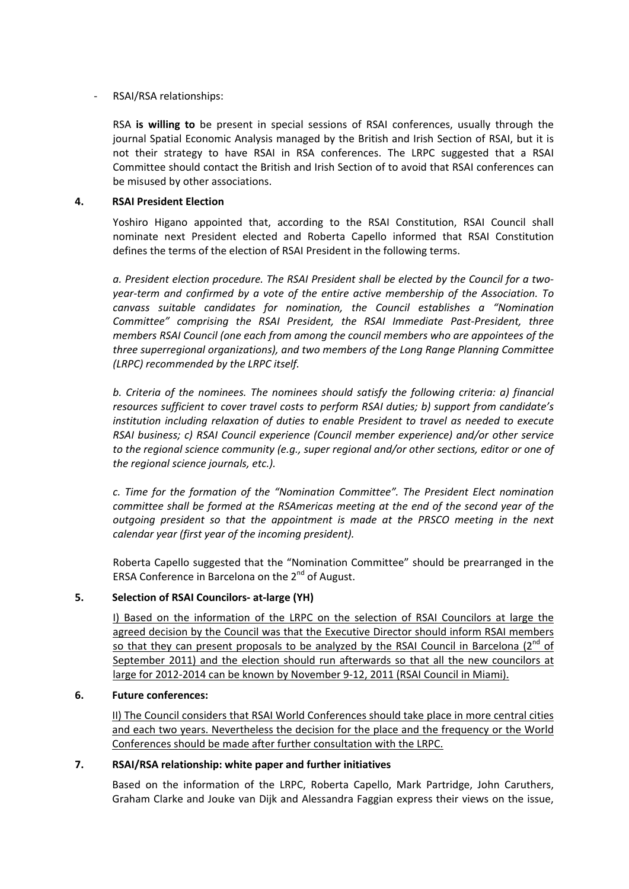- RSAI/RSA relationships:

  RSA **is willing to** be present in special sessions of RSAI conferences, usually through the journal Spatial Economic Analysis managed by the British and Irish Section of RSAI, but it is not their strategy to have RSAI in RSA conferences. The LRPC suggested that a RSAI Committee should contact the British and Irish Section of to avoid that RSAI conferences can be misused by other associations.

**4. RSAI President Election**

Yoshiro Higano appointed that, according to the RSAI Constitution, RSAI Council shall nominate next President elected and Roberta Capello informed that RSAI Constitution defines the terms of the election of RSAI President in the following terms.

*a. President election procedure. The RSAI President shall be elected by the Council for a two-year-term and confirmed by a vote of the entire active membership of the Association. To canvass suitable candidates for nomination, the Council establishes a "Nomination Committee" comprising the RSAI President, the RSAI Immediate Past-President, three members RSAI Council (one each from among the council members who are appointees of the three superregional organizations), and two members of the Long Range Planning Committee (LRPC) recommended by the LRPC itself.*

*b. Criteria of the nominees. The nominees should satisfy the following criteria: a) financial resources sufficient to cover travel costs to perform RSAI duties; b) support from candidate's institution including relaxation of duties to enable President to travel as needed to execute RSAI business; c) RSAI Council experience (Council member experience) and/or other service to the regional science community (e.g., super regional and/or other sections, editor or one of the regional science journals, etc.).*

*c. Time for the formation of the "Nomination Committee". The President Elect nomination committee shall be formed at the RSAmericas meeting at the end of the second year of the outgoing president so that the appointment is made at the PRSCO meeting in the next calendar year (first year of the incoming president).*

Roberta Capello suggested that the "Nomination Committee" should be prearranged in the ERSA Conference in Barcelona on the 2nd of August.

**5. Selection of RSAI Councilors- at-large (YH)**

<u>I) Based on the information of the LRPC on the selection of RSAI Councilors at large the agreed decision by the Council was that the Executive Director should inform RSAI members so that they can present proposals to be analyzed by the RSAI Council in Barcelona (2nd of September 2011) and the election should run afterwards so that all the new councilors at large for 2012-2014 can be known by November 9-12, 2011 (RSAI Council in Miami).</u>

**6. Future conferences:**

<u>II) The Council considers that RSAI World Conferences should take place in more central cities and each two years. Nevertheless the decision for the place and the frequency or the World Conferences should be made after further consultation with the LRPC.</u>

**7. RSAI/RSA relationship: white paper and further initiatives**

Based on the information of the LRPC, Roberta Capello, Mark Partridge, John Caruthers, Graham Clarke and Jouke van Dijk and Alessandra Faggian express their views on the issue,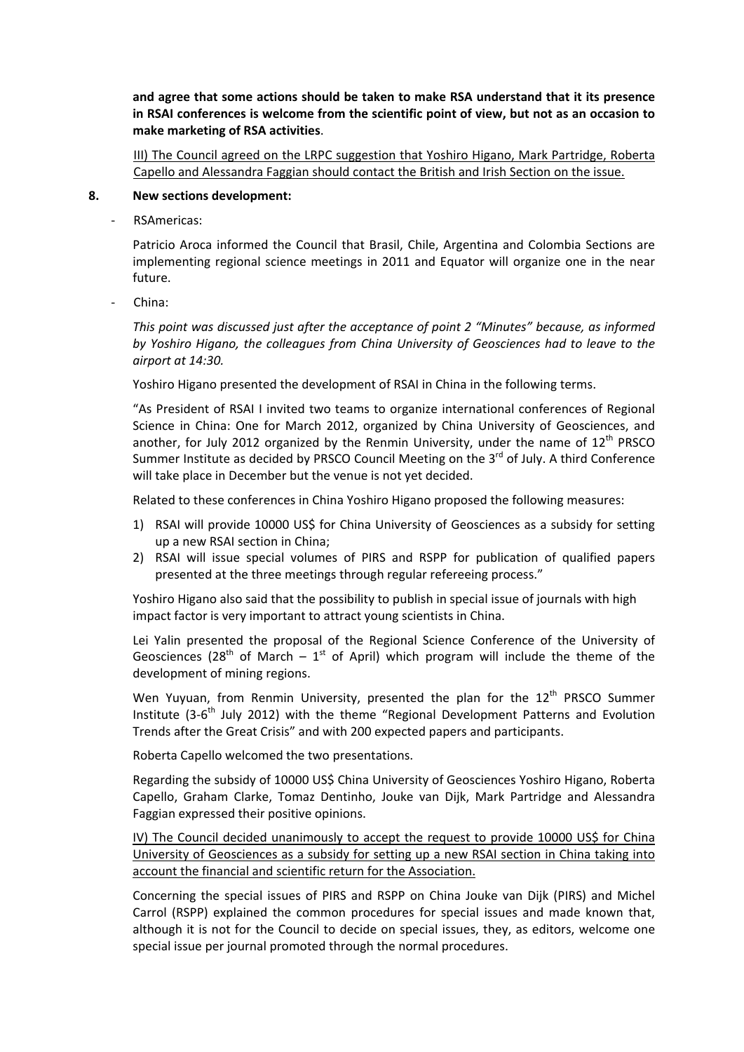**and agree that some actions should be taken to make RSA understand that it its presence in RSAI conferences is welcome from the scientific point of view, but not as an occasion to make marketing of RSA activities**.

III) The Council agreed on the LRPC suggestion that Yoshiro Higano, Mark Partridge, Roberta Capello and Alessandra Faggian should contact the British and Irish Section on the issue.

## 8. New sections development:

- RSAmericas:

Patricio Aroca informed the Council that Brasil, Chile, Argentina and Colombia Sections are implementing regional science meetings in 2011 and Equator will organize one in the near future.

- China:

*This point was discussed just after the acceptance of point 2 "Minutes" because, as informed by Yoshiro Higano, the colleagues from China University of Geosciences had to leave to the airport at 14:30.*

Yoshiro Higano presented the development of RSAI in China in the following terms.

"As President of RSAI I invited two teams to organize international conferences of Regional Science in China: One for March 2012, organized by China University of Geosciences, and another, for July 2012 organized by the Renmin University, under the name of 12th PRSCO Summer Institute as decided by PRSCO Council Meeting on the 3rd of July. A third Conference will take place in December but the venue is not yet decided.

Related to these conferences in China Yoshiro Higano proposed the following measures:

1) RSAI will provide 10000 US$ for China University of Geosciences as a subsidy for setting up a new RSAI section in China;
2) RSAI will issue special volumes of PIRS and RSPP for publication of qualified papers presented at the three meetings through regular refereeing process."

Yoshiro Higano also said that the possibility to publish in special issue of journals with high impact factor is very important to attract young scientists in China.

Lei Yalin presented the proposal of the Regional Science Conference of the University of Geosciences (28th of March – 1st of April) which program will include the theme of the development of mining regions.

Wen Yuyuan, from Renmin University, presented the plan for the 12th PRSCO Summer Institute (3-6th July 2012) with the theme "Regional Development Patterns and Evolution Trends after the Great Crisis" and with 200 expected papers and participants.

Roberta Capello welcomed the two presentations.

Regarding the subsidy of 10000 US$ China University of Geosciences Yoshiro Higano, Roberta Capello, Graham Clarke, Tomaz Dentinho, Jouke van Dijk, Mark Partridge and Alessandra Faggian expressed their positive opinions.

IV) The Council decided unanimously to accept the request to provide 10000 US$ for China University of Geosciences as a subsidy for setting up a new RSAI section in China taking into account the financial and scientific return for the Association.

Concerning the special issues of PIRS and RSPP on China Jouke van Dijk (PIRS) and Michel Carrol (RSPP) explained the common procedures for special issues and made known that, although it is not for the Council to decide on special issues, they, as editors, welcome one special issue per journal promoted through the normal procedures.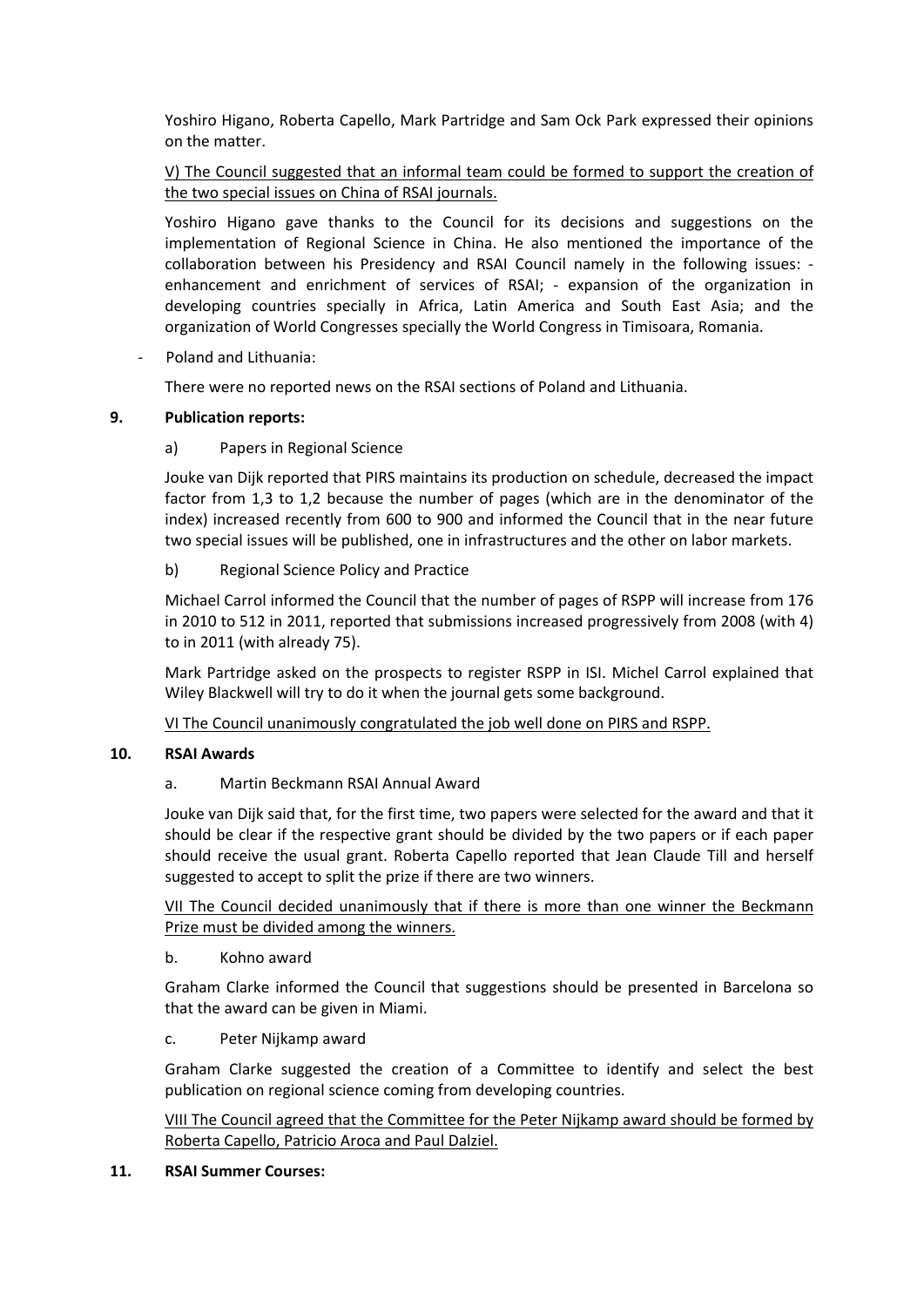Yoshiro Higano, Roberta Capello, Mark Partridge and Sam Ock Park expressed their opinions on the matter.

<u>V) The Council suggested that an informal team could be formed to support the creation of the two special issues on China of RSAI journals.</u>

Yoshiro Higano gave thanks to the Council for its decisions and suggestions on the implementation of Regional Science in China. He also mentioned the importance of the collaboration between his Presidency and RSAI Council namely in the following issues: - enhancement and enrichment of services of RSAI; - expansion of the organization in developing countries specially in Africa, Latin America and South East Asia; and the organization of World Congresses specially the World Congress in Timisoara, Romania.

- Poland and Lithuania:

  There were no reported news on the RSAI sections of Poland and Lithuania.

**9. Publication reports:**

a) Papers in Regional Science

Jouke van Dijk reported that PIRS maintains its production on schedule, decreased the impact factor from 1,3 to 1,2 because the number of pages (which are in the denominator of the index) increased recently from 600 to 900 and informed the Council that in the near future two special issues will be published, one in infrastructures and the other on labor markets.

b) Regional Science Policy and Practice

Michael Carrol informed the Council that the number of pages of RSPP will increase from 176 in 2010 to 512 in 2011, reported that submissions increased progressively from 2008 (with 4) to in 2011 (with already 75).

Mark Partridge asked on the prospects to register RSPP in ISI. Michel Carrol explained that Wiley Blackwell will try to do it when the journal gets some background.

<u>VI The Council unanimously congratulated the job well done on PIRS and RSPP.</u>

**10. RSAI Awards**

a. Martin Beckmann RSAI Annual Award

Jouke van Dijk said that, for the first time, two papers were selected for the award and that it should be clear if the respective grant should be divided by the two papers or if each paper should receive the usual grant. Roberta Capello reported that Jean Claude Till and herself suggested to accept to split the prize if there are two winners.

<u>VII The Council decided unanimously that if there is more than one winner the Beckmann Prize must be divided among the winners.</u>

b. Kohno award

Graham Clarke informed the Council that suggestions should be presented in Barcelona so that the award can be given in Miami.

c. Peter Nijkamp award

Graham Clarke suggested the creation of a Committee to identify and select the best publication on regional science coming from developing countries.

<u>VIII The Council agreed that the Committee for the Peter Nijkamp award should be formed by Roberta Capello, Patricio Aroca and Paul Dalziel.</u>

**11. RSAI Summer Courses:**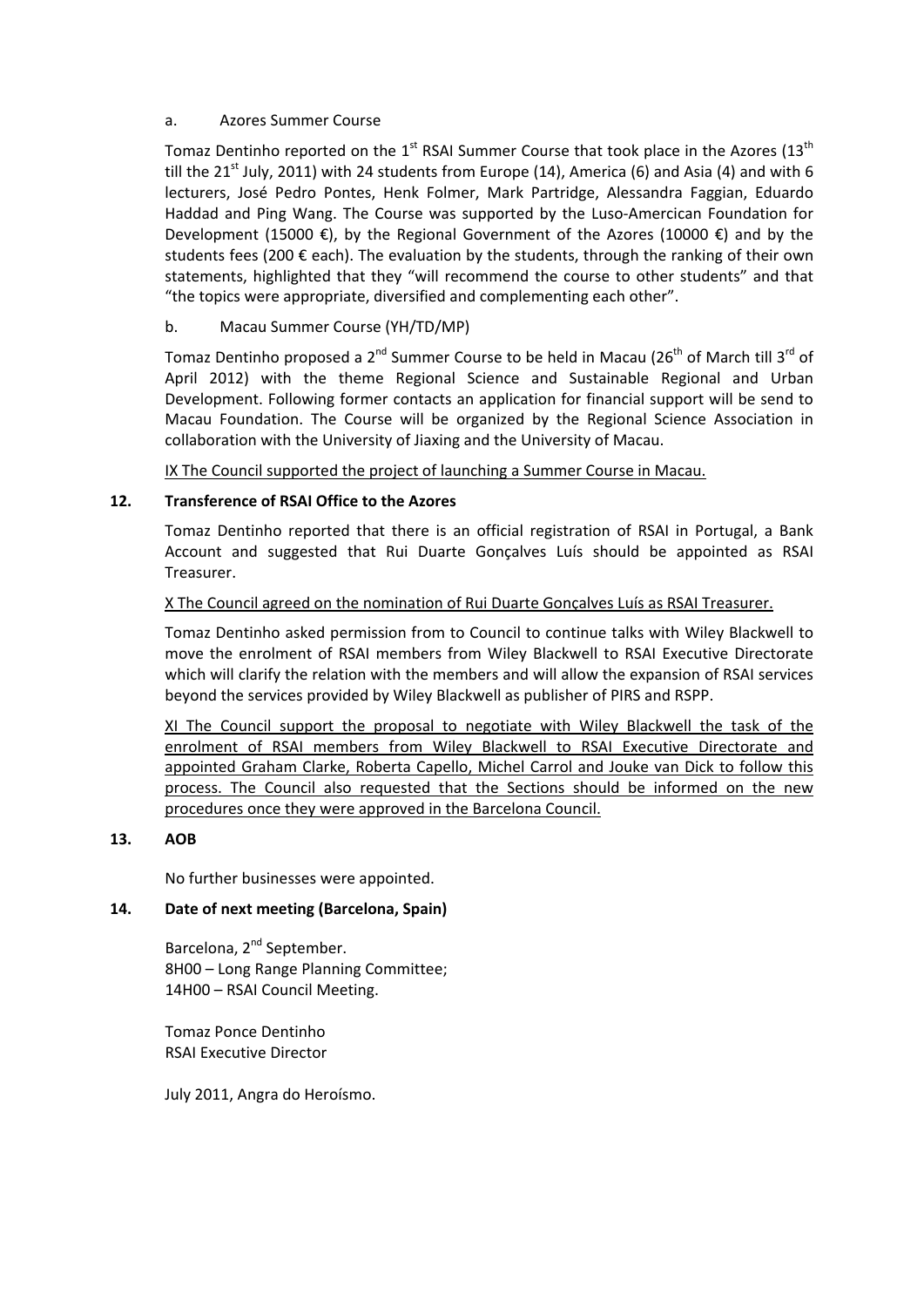a. Azores Summer Course

Tomaz Dentinho reported on the 1st RSAI Summer Course that took place in the Azores (13th till the 21st July, 2011) with 24 students from Europe (14), America (6) and Asia (4) and with 6 lecturers, José Pedro Pontes, Henk Folmer, Mark Partridge, Alessandra Faggian, Eduardo Haddad and Ping Wang. The Course was supported by the Luso-Amercican Foundation for Development (15000 €), by the Regional Government of the Azores (10000 €) and by the students fees (200 € each). The evaluation by the students, through the ranking of their own statements, highlighted that they "will recommend the course to other students" and that "the topics were appropriate, diversified and complementing each other".

b. Macau Summer Course (YH/TD/MP)

Tomaz Dentinho proposed a 2nd Summer Course to be held in Macau (26th of March till 3rd of April 2012) with the theme Regional Science and Sustainable Regional and Urban Development. Following former contacts an application for financial support will be send to Macau Foundation. The Course will be organized by the Regional Science Association in collaboration with the University of Jiaxing and the University of Macau.

<u>IX The Council supported the project of launching a Summer Course in Macau.</u>

## 12. Transference of RSAI Office to the Azores

Tomaz Dentinho reported that there is an official registration of RSAI in Portugal, a Bank Account and suggested that Rui Duarte Gonçalves Luís should be appointed as RSAI Treasurer.

<u>X The Council agreed on the nomination of Rui Duarte Gonçalves Luís as RSAI Treasurer.</u>

Tomaz Dentinho asked permission from to Council to continue talks with Wiley Blackwell to move the enrolment of RSAI members from Wiley Blackwell to RSAI Executive Directorate which will clarify the relation with the members and will allow the expansion of RSAI services beyond the services provided by Wiley Blackwell as publisher of PIRS and RSPP.

<u>XI The Council support the proposal to negotiate with Wiley Blackwell the task of the enrolment of RSAI members from Wiley Blackwell to RSAI Executive Directorate and appointed Graham Clarke, Roberta Capello, Michel Carrol and Jouke van Dick to follow this process. The Council also requested that the Sections should be informed on the new procedures once they were approved in the Barcelona Council.</u>

## 13. AOB

No further businesses were appointed.

## 14. Date of next meeting (Barcelona, Spain)

Barcelona, 2nd September.
8H00 – Long Range Planning Committee;
14H00 – RSAI Council Meeting.

Tomaz Ponce Dentinho
RSAI Executive Director

July 2011, Angra do Heroísmo.